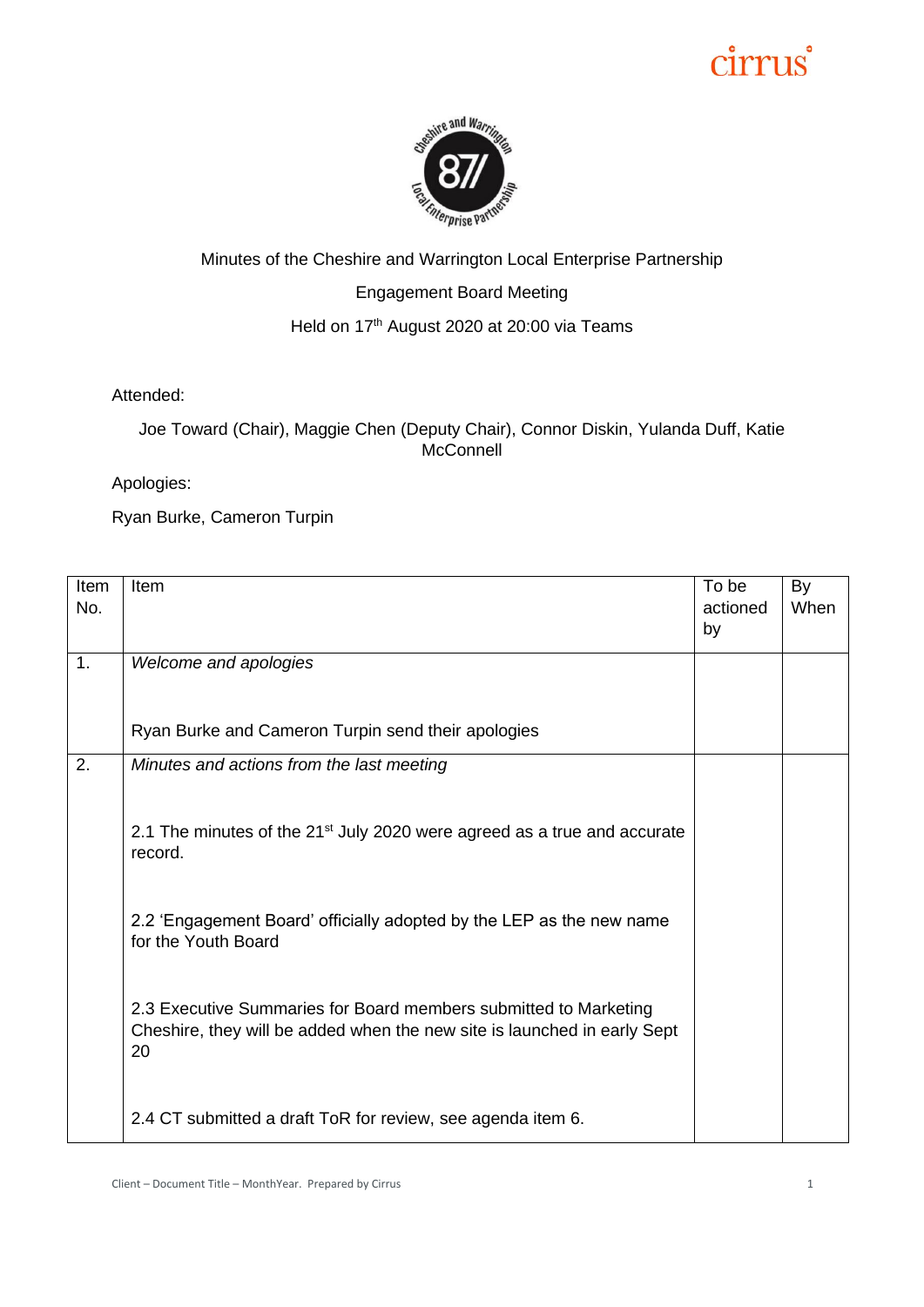Minutes of the Cheshire and Warrington Local Enterprise Partnership

Engagement Board Meeting

Held on 17th August 2020 at 20:00 via Teams

Attended:

Joe Toward (Chair), Maggie Chen (Deputy Chair), Connor Diskin, Yulanda Duff, Katie McConnell

Apologies:

Ryan Burke, Cameron Turpin

| Item No. | Item | To be actioned by | By When |
|---|---|---|---|
| 1. | *Welcome and apologies*<br><br>Ryan Burke and Cameron Turpin send their apologies | | |
| 2. | *Minutes and actions from the last meeting*<br><br>2.1 The minutes of the 21st July 2020 were agreed as a true and accurate record.<br><br>2.2 'Engagement Board' officially adopted by the LEP as the new name for the Youth Board<br><br>2.3 Executive Summaries for Board members submitted to Marketing Cheshire, they will be added when the new site is launched in early Sept 20<br><br>2.4 CT submitted a draft ToR for review, see agenda item 6. | | |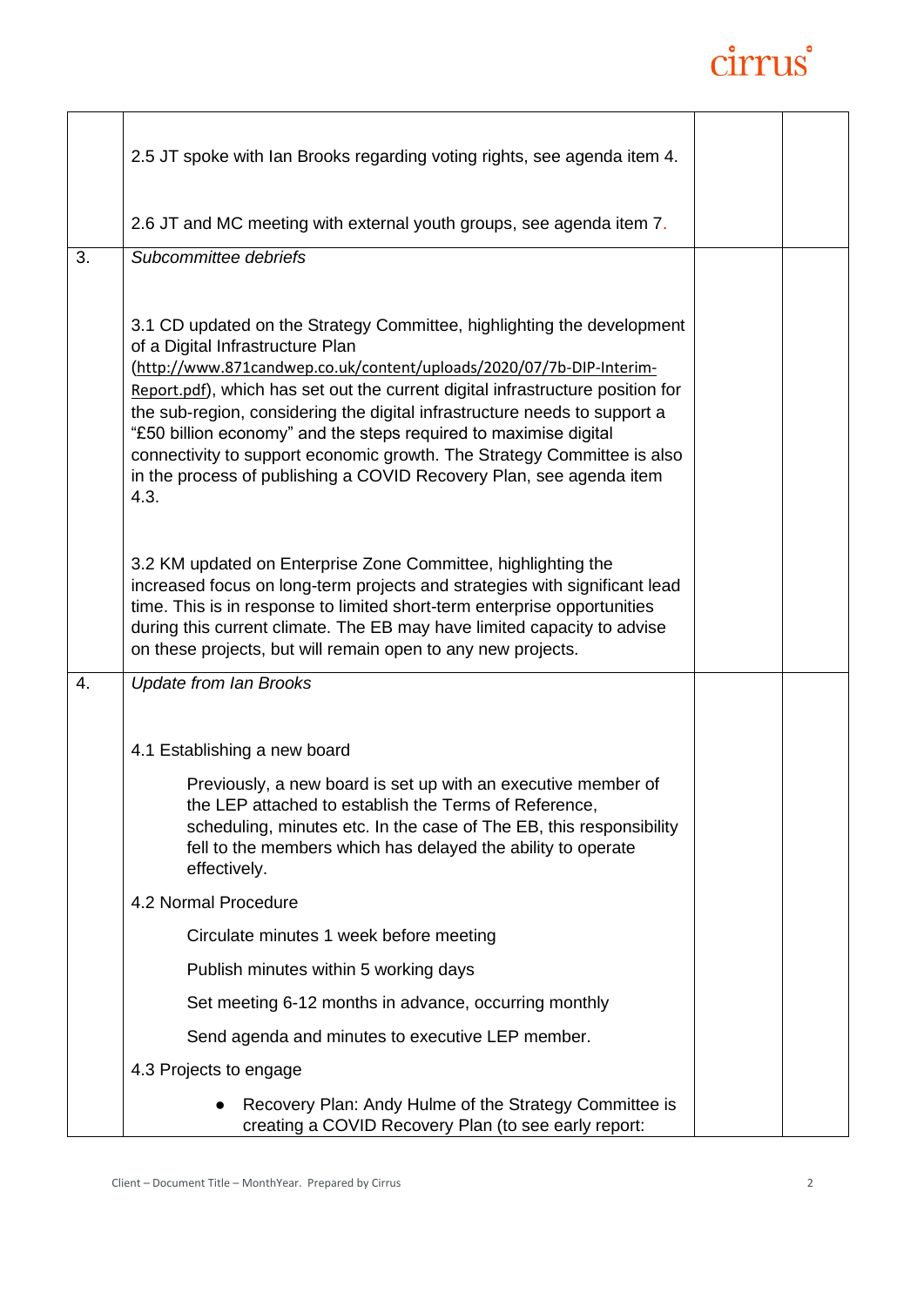| | | | |
|---|---|---|---|
| | 2.5 JT spoke with Ian Brooks regarding voting rights, see agenda item 4.<br><br>2.6 JT and MC meeting with external youth groups, see agenda item 7. | | |
| 3. | *Subcommittee debriefs*<br><br>3.1 CD updated on the Strategy Committee, highlighting the development of a Digital Infrastructure Plan (http://www.871candwep.co.uk/content/uploads/2020/07/7b-DIP-Interim-Report.pdf), which has set out the current digital infrastructure position for the sub-region, considering the digital infrastructure needs to support a "£50 billion economy" and the steps required to maximise digital connectivity to support economic growth. The Strategy Committee is also in the process of publishing a COVID Recovery Plan, see agenda item 4.3.<br><br>3.2 KM updated on Enterprise Zone Committee, highlighting the increased focus on long-term projects and strategies with significant lead time. This is in response to limited short-term enterprise opportunities during this current climate. The EB may have limited capacity to advise on these projects, but will remain open to any new projects. | | |
| 4. | *Update from Ian Brooks*<br><br>4.1 Establishing a new board<br><br>Previously, a new board is set up with an executive member of the LEP attached to establish the Terms of Reference, scheduling, minutes etc. In the case of The EB, this responsibility fell to the members which has delayed the ability to operate effectively.<br><br>4.2 Normal Procedure<br><br>Circulate minutes 1 week before meeting<br><br>Publish minutes within 5 working days<br><br>Set meeting 6-12 months in advance, occurring monthly<br><br>Send agenda and minutes to executive LEP member.<br><br>4.3 Projects to engage<br><br>• Recovery Plan: Andy Hulme of the Strategy Committee is creating a COVID Recovery Plan (to see early report: | | |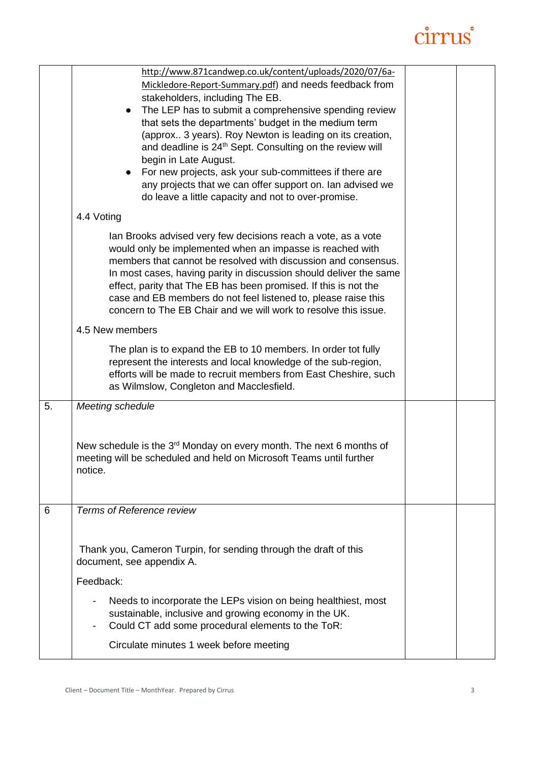| | | | |
|---|---|---|---|
| | http://www.871candwep.co.uk/content/uploads/2020/07/6a-Mickledore-Report-Summary.pdf) and needs feedback from stakeholders, including The EB.<br>• The LEP has to submit a comprehensive spending review that sets the departments' budget in the medium term (approx.. 3 years). Roy Newton is leading on its creation, and deadline is 24th Sept. Consulting on the review will begin in Late August.<br>• For new projects, ask your sub-committees if there are any projects that we can offer support on. Ian advised we do leave a little capacity and not to over-promise.<br><br>4.4 Voting<br><br>Ian Brooks advised very few decisions reach a vote, as a vote would only be implemented when an impasse is reached with members that cannot be resolved with discussion and consensus. In most cases, having parity in discussion should deliver the same effect, parity that The EB has been promised. If this is not the case and EB members do not feel listened to, please raise this concern to The EB Chair and we will work to resolve this issue.<br><br>4.5 New members<br><br>The plan is to expand the EB to 10 members. In order tot fully represent the interests and local knowledge of the sub-region, efforts will be made to recruit members from East Cheshire, such as Wilmslow, Congleton and Macclesfield. | | |
| 5. | *Meeting schedule*<br><br>New schedule is the 3rd Monday on every month. The next 6 months of meeting will be scheduled and held on Microsoft Teams until further notice. | | |
| 6 | *Terms of Reference review*<br><br>Thank you, Cameron Turpin, for sending through the draft of this document, see appendix A.<br><br>Feedback:<br><br>- Needs to incorporate the LEPs vision on being healthiest, most sustainable, inclusive and growing economy in the UK.<br>- Could CT add some procedural elements to the ToR:<br><br>Circulate minutes 1 week before meeting | | |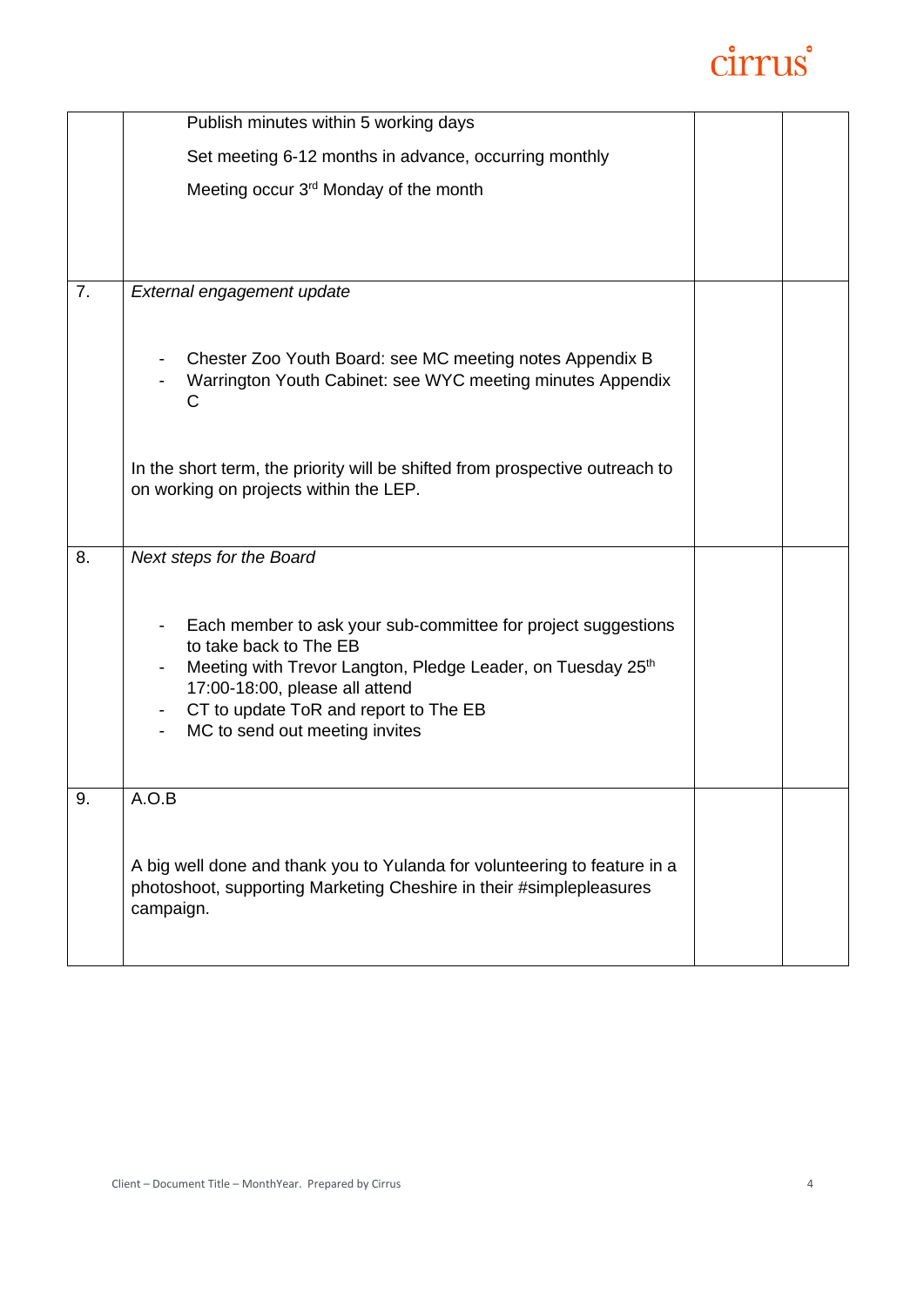| | | | |
|---|---|---|---|
| | Publish minutes within 5 working days<br><br>Set meeting 6-12 months in advance, occurring monthly<br><br>Meeting occur 3rd Monday of the month | | |
| 7. | *External engagement update*<br><br>- Chester Zoo Youth Board: see MC meeting notes Appendix B<br>- Warrington Youth Cabinet: see WYC meeting minutes Appendix C<br><br>In the short term, the priority will be shifted from prospective outreach to on working on projects within the LEP. | | |
| 8. | *Next steps for the Board*<br><br>- Each member to ask your sub-committee for project suggestions to take back to The EB<br>- Meeting with Trevor Langton, Pledge Leader, on Tuesday 25th 17:00-18:00, please all attend<br>- CT to update ToR and report to The EB<br>- MC to send out meeting invites | | |
| 9. | A.O.B<br><br>A big well done and thank you to Yulanda for volunteering to feature in a photoshoot, supporting Marketing Cheshire in their #simplepleasures campaign. | | |